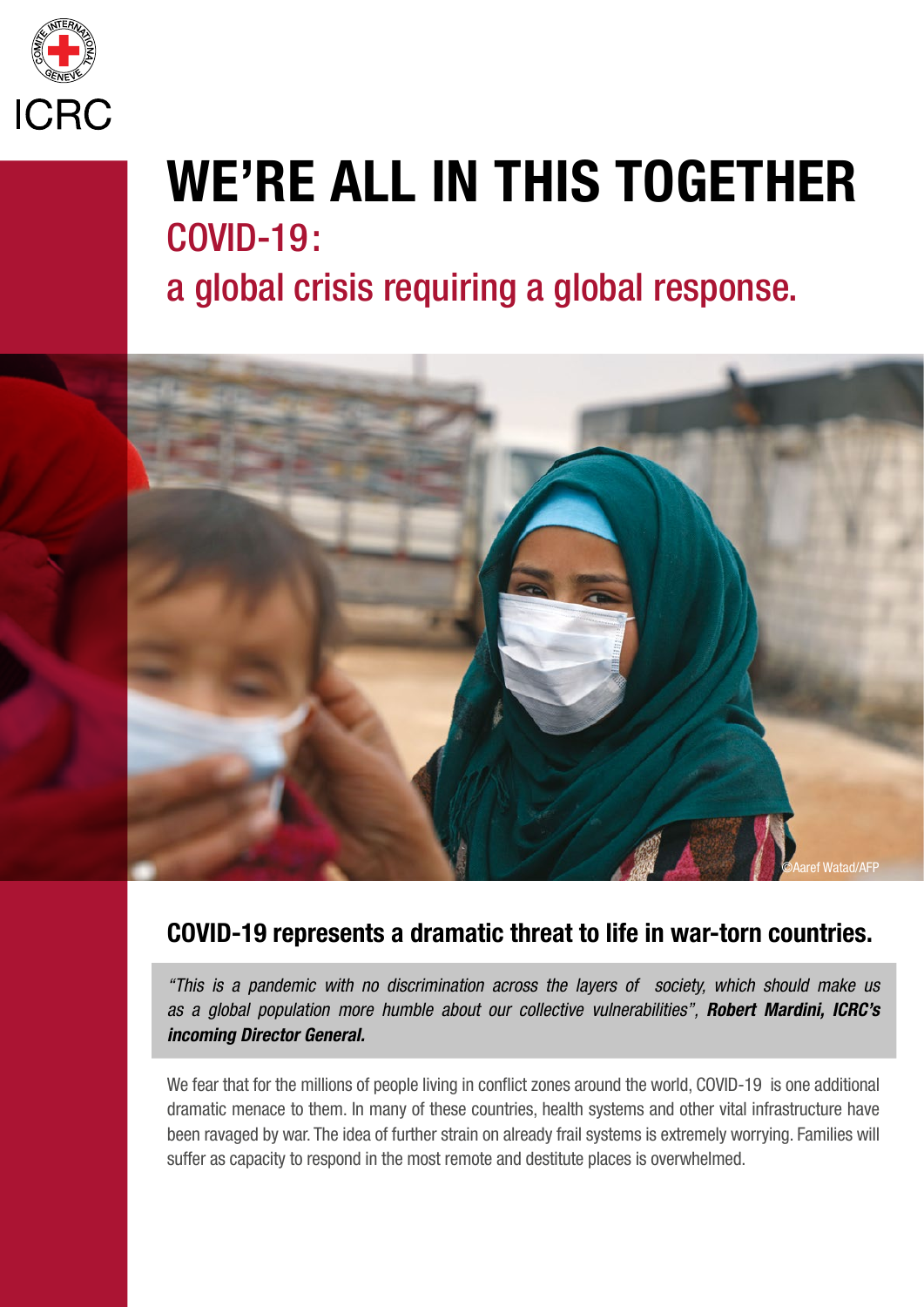ICRC

# WE'RE ALL IN THIS TOGETHER

## COVID-19: a global crisis requiring a global response.

©Aaref Watad/AFP

### COVID-19 represents a dramatic threat to life in war-torn countries.

*"This is a pandemic with no discrimination across the layers of society, which should make us as a global population more humble about our collective vulnerabilities",* ***Robert Mardini, ICRC's incoming Director General.***

We fear that for the millions of people living in conflict zones around the world, COVID-19 is one additional dramatic menace to them. In many of these countries, health systems and other vital infrastructure have been ravaged by war. The idea of further strain on already frail systems is extremely worrying. Families will suffer as capacity to respond in the most remote and destitute places is overwhelmed.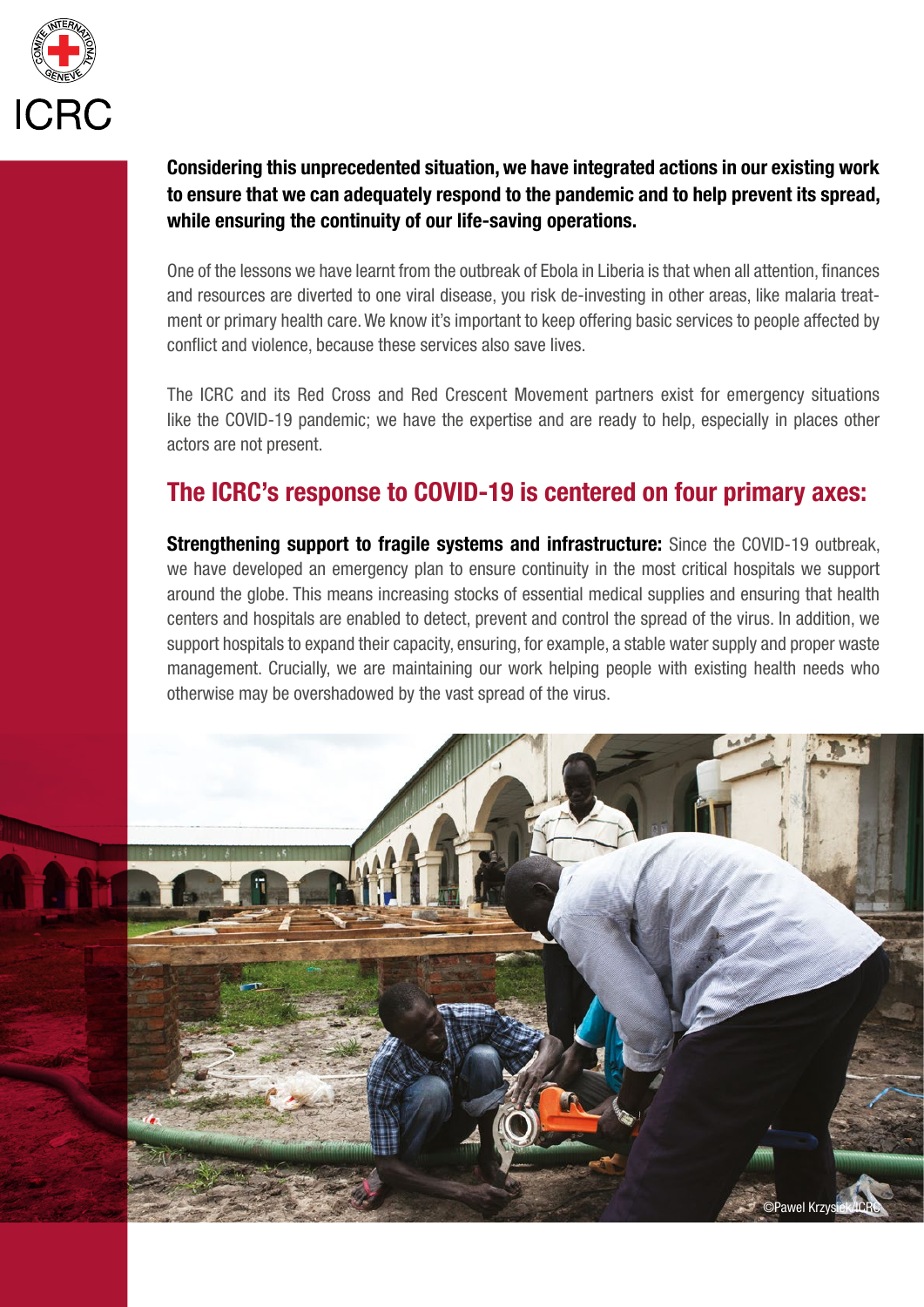**Considering this unprecedented situation, we have integrated actions in our existing work to ensure that we can adequately respond to the pandemic and to help prevent its spread, while ensuring the continuity of our life-saving operations.**

One of the lessons we have learnt from the outbreak of Ebola in Liberia is that when all attention, finances and resources are diverted to one viral disease, you risk de-investing in other areas, like malaria treatment or primary health care. We know it's important to keep offering basic services to people affected by conflict and violence, because these services also save lives.

The ICRC and its Red Cross and Red Crescent Movement partners exist for emergency situations like the COVID-19 pandemic; we have the expertise and are ready to help, especially in places other actors are not present.

## The ICRC's response to COVID-19 is centered on four primary axes:

**Strengthening support to fragile systems and infrastructure:** Since the COVID-19 outbreak, we have developed an emergency plan to ensure continuity in the most critical hospitals we support around the globe. This means increasing stocks of essential medical supplies and ensuring that health centers and hospitals are enabled to detect, prevent and control the spread of the virus. In addition, we support hospitals to expand their capacity, ensuring, for example, a stable water supply and proper waste management. Crucially, we are maintaining our work helping people with existing health needs who otherwise may be overshadowed by the vast spread of the virus.

©Pawel Krzysiek/ICRC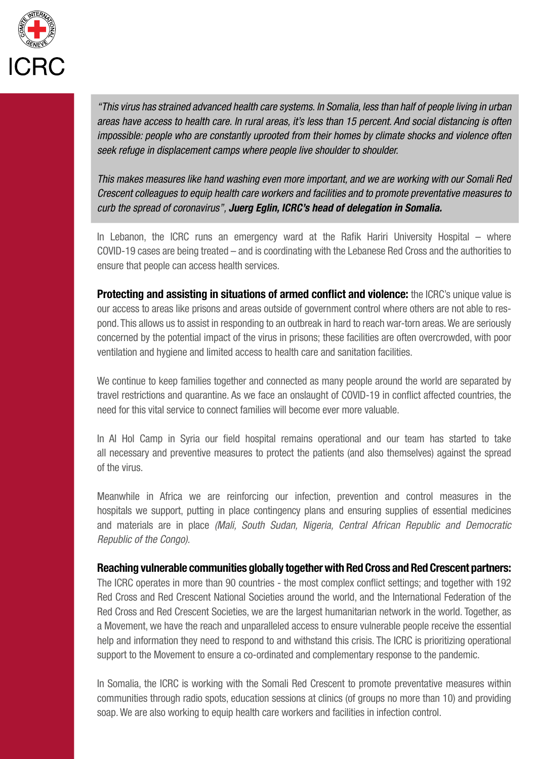*"This virus has strained advanced health care systems. In Somalia, less than half of people living in urban areas have access to health care. In rural areas, it's less than 15 percent. And social distancing is often impossible: people who are constantly uprooted from their homes by climate shocks and violence often seek refuge in displacement camps where people live shoulder to shoulder.*

*This makes measures like hand washing even more important, and we are working with our Somali Red Crescent colleagues to equip health care workers and facilities and to promote preventative measures to curb the spread of coronavirus",* ***Juerg Eglin, ICRC's head of delegation in Somalia.***

In Lebanon, the ICRC runs an emergency ward at the Rafik Hariri University Hospital – where COVID-19 cases are being treated – and is coordinating with the Lebanese Red Cross and the authorities to ensure that people can access health services.

**Protecting and assisting in situations of armed conflict and violence:** the ICRC's unique value is our access to areas like prisons and areas outside of government control where others are not able to respond. This allows us to assist in responding to an outbreak in hard to reach war-torn areas. We are seriously concerned by the potential impact of the virus in prisons; these facilities are often overcrowded, with poor ventilation and hygiene and limited access to health care and sanitation facilities.

We continue to keep families together and connected as many people around the world are separated by travel restrictions and quarantine. As we face an onslaught of COVID-19 in conflict affected countries, the need for this vital service to connect families will become ever more valuable.

In Al Hol Camp in Syria our field hospital remains operational and our team has started to take all necessary and preventive measures to protect the patients (and also themselves) against the spread of the virus.

Meanwhile in Africa we are reinforcing our infection, prevention and control measures in the hospitals we support, putting in place contingency plans and ensuring supplies of essential medicines and materials are in place *(Mali, South Sudan, Nigeria, Central African Republic and Democratic Republic of the Congo).*

**Reaching vulnerable communities globally together with Red Cross and Red Crescent partners:** The ICRC operates in more than 90 countries - the most complex conflict settings; and together with 192 Red Cross and Red Crescent National Societies around the world, and the International Federation of the Red Cross and Red Crescent Societies, we are the largest humanitarian network in the world. Together, as a Movement, we have the reach and unparalleled access to ensure vulnerable people receive the essential help and information they need to respond to and withstand this crisis. The ICRC is prioritizing operational support to the Movement to ensure a co-ordinated and complementary response to the pandemic.

In Somalia, the ICRC is working with the Somali Red Crescent to promote preventative measures within communities through radio spots, education sessions at clinics (of groups no more than 10) and providing soap. We are also working to equip health care workers and facilities in infection control.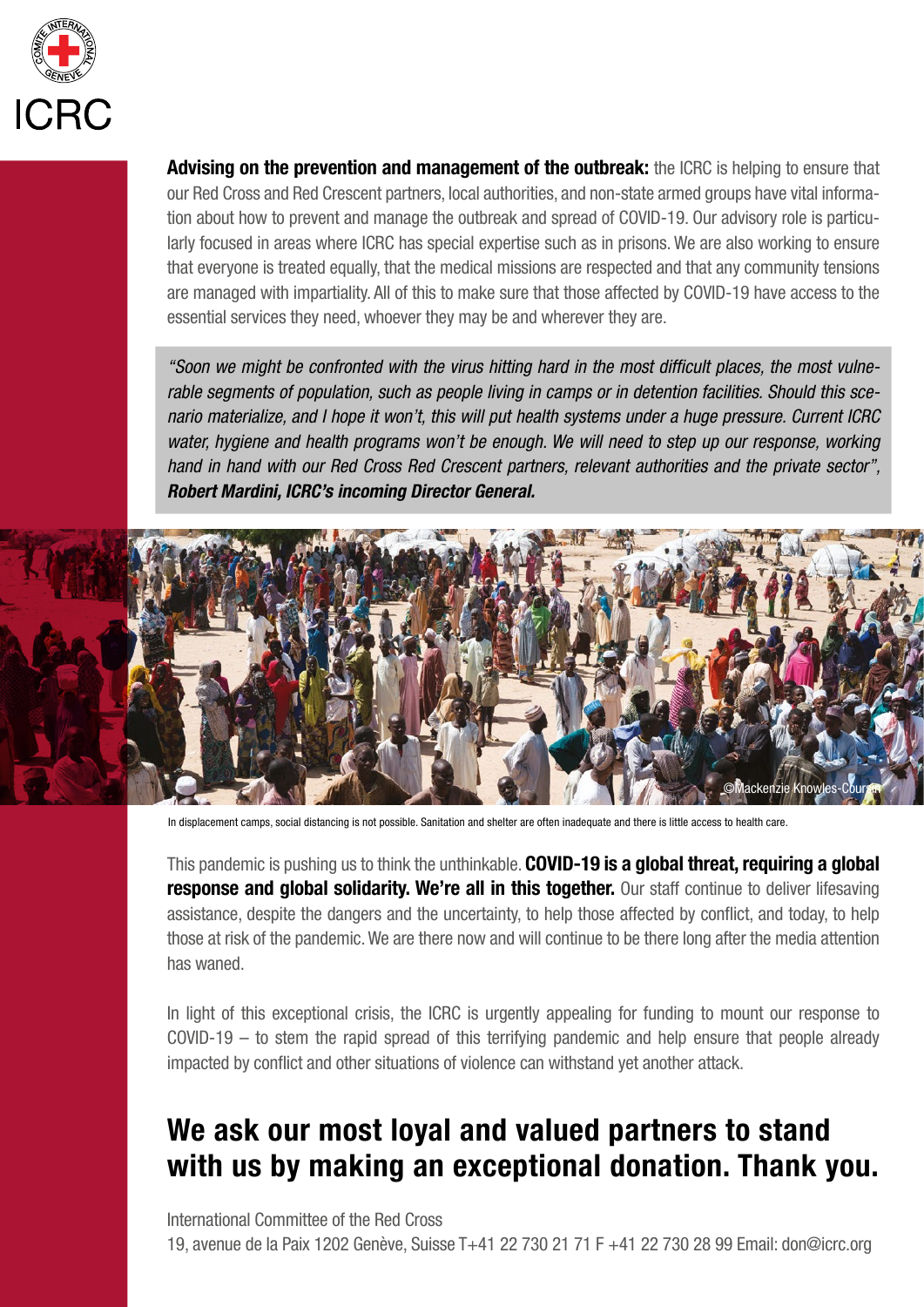**Advising on the prevention and management of the outbreak:** the ICRC is helping to ensure that our Red Cross and Red Crescent partners, local authorities, and non-state armed groups have vital information about how to prevent and manage the outbreak and spread of COVID-19. Our advisory role is particularly focused in areas where ICRC has special expertise such as in prisons. We are also working to ensure that everyone is treated equally, that the medical missions are respected and that any community tensions are managed with impartiality. All of this to make sure that those affected by COVID-19 have access to the essential services they need, whoever they may be and wherever they are.

> *"Soon we might be confronted with the virus hitting hard in the most difficult places, the most vulnerable segments of population, such as people living in camps or in detention facilities. Should this scenario materialize, and I hope it won't, this will put health systems under a huge pressure. Current ICRC water, hygiene and health programs won't be enough. We will need to step up our response, working hand in hand with our Red Cross Red Crescent partners, relevant authorities and the private sector",* ***Robert Mardini, ICRC's incoming Director General.***

©Mackenzie Knowles-Coursin

In displacement camps, social distancing is not possible. Sanitation and shelter are often inadequate and there is little access to health care.

This pandemic is pushing us to think the unthinkable. **COVID-19 is a global threat, requiring a global response and global solidarity. We're all in this together.** Our staff continue to deliver lifesaving assistance, despite the dangers and the uncertainty, to help those affected by conflict, and today, to help those at risk of the pandemic. We are there now and will continue to be there long after the media attention has waned.

In light of this exceptional crisis, the ICRC is urgently appealing for funding to mount our response to COVID-19 – to stem the rapid spread of this terrifying pandemic and help ensure that people already impacted by conflict and other situations of violence can withstand yet another attack.

## We ask our most loyal and valued partners to stand with us by making an exceptional donation. Thank you.

International Committee of the Red Cross
19, avenue de la Paix 1202 Genève, Suisse T+41 22 730 21 71 F +41 22 730 28 99 Email: don@icrc.org